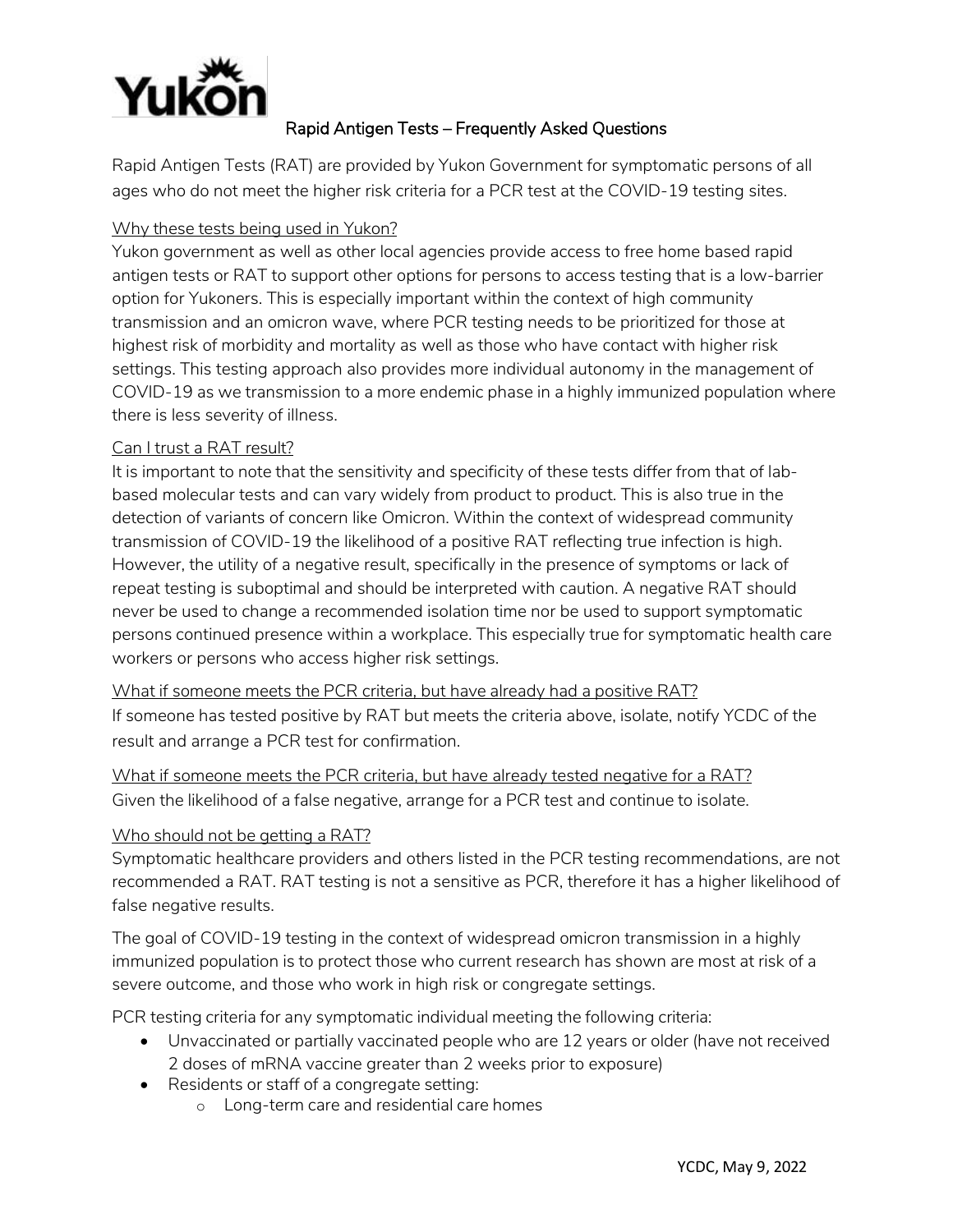# Rapid Antigen Tests – Frequently Asked Questions

Rapid Antigen Tests (RAT) are provided by Yukon Government for symptomatic persons of all ages who do not meet the higher risk criteria for a PCR test at the COVID-19 testing sites.

## Why these tests being used in Yukon?

Yukon government as well as other local agencies provide access to free home based rapid antigen tests or RAT to support other options for persons to access testing that is a low-barrier option for Yukoners. This is especially important within the context of high community transmission and an omicron wave, where PCR testing needs to be prioritized for those at highest risk of morbidity and mortality as well as those who have contact with higher risk settings. This testing approach also provides more individual autonomy in the management of COVID-19 as we transmission to a more endemic phase in a highly immunized population where there is less severity of illness.

## Can I trust a RAT result?

It is important to note that the sensitivity and specificity of these tests differ from that of lab-based molecular tests and can vary widely from product to product. This is also true in the detection of variants of concern like Omicron. Within the context of widespread community transmission of COVID-19 the likelihood of a positive RAT reflecting true infection is high. However, the utility of a negative result, specifically in the presence of symptoms or lack of repeat testing is suboptimal and should be interpreted with caution. A negative RAT should never be used to change a recommended isolation time nor be used to support symptomatic persons continued presence within a workplace. This especially true for symptomatic health care workers or persons who access higher risk settings.

## What if someone meets the PCR criteria, but have already had a positive RAT?

If someone has tested positive by RAT but meets the criteria above, isolate, notify YCDC of the result and arrange a PCR test for confirmation.

## What if someone meets the PCR criteria, but have already tested negative for a RAT?

Given the likelihood of a false negative, arrange for a PCR test and continue to isolate.

## Who should not be getting a RAT?

Symptomatic healthcare providers and others listed in the PCR testing recommendations, are not recommended a RAT. RAT testing is not a sensitive as PCR, therefore it has a higher likelihood of false negative results.

The goal of COVID-19 testing in the context of widespread omicron transmission in a highly immunized population is to protect those who current research has shown are most at risk of a severe outcome, and those who work in high risk or congregate settings.

PCR testing criteria for any symptomatic individual meeting the following criteria:

- Unvaccinated or partially vaccinated people who are 12 years or older (have not received 2 doses of mRNA vaccine greater than 2 weeks prior to exposure)
- Residents or staff of a congregate setting:
  - Long-term care and residential care homes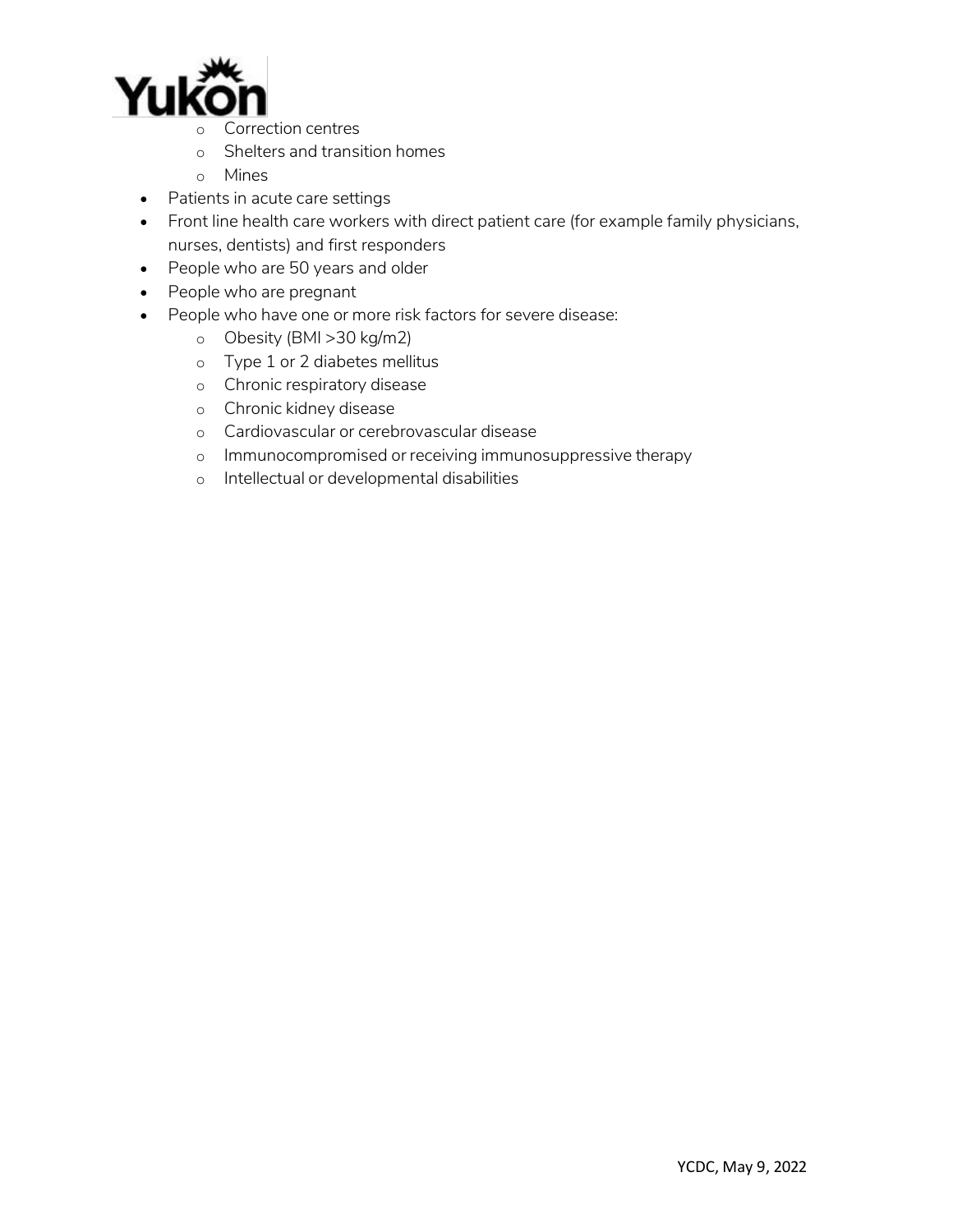- Correction centres
    - Shelters and transition homes
    - Mines
- Patients in acute care settings
- Front line health care workers with direct patient care (for example family physicians, nurses, dentists) and first responders
- People who are 50 years and older
- People who are pregnant
- People who have one or more risk factors for severe disease:
    - Obesity (BMI >30 kg/m2)
    - Type 1 or 2 diabetes mellitus
    - Chronic respiratory disease
    - Chronic kidney disease
    - Cardiovascular or cerebrovascular disease
    - Immunocompromised or receiving immunosuppressive therapy
    - Intellectual or developmental disabilities

YCDC, May 9, 2022